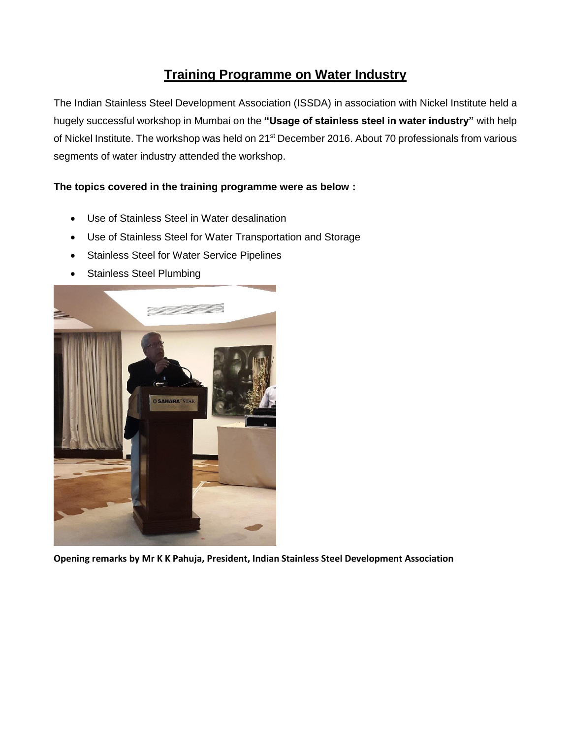# Training Programme on Water Industry

The Indian Stainless Steel Development Association (ISSDA) in association with Nickel Institute held a hugely successful workshop in Mumbai on the **"Usage of stainless steel in water industry"** with help of Nickel Institute. The workshop was held on 21st December 2016. About 70 professionals from various segments of water industry attended the workshop.

**The topics covered in the training programme were as below :**

- Use of Stainless Steel in Water desalination
- Use of Stainless Steel for Water Transportation and Storage
- Stainless Steel for Water Service Pipelines
- Stainless Steel Plumbing

**Opening remarks by Mr K K Pahuja, President, Indian Stainless Steel Development Association**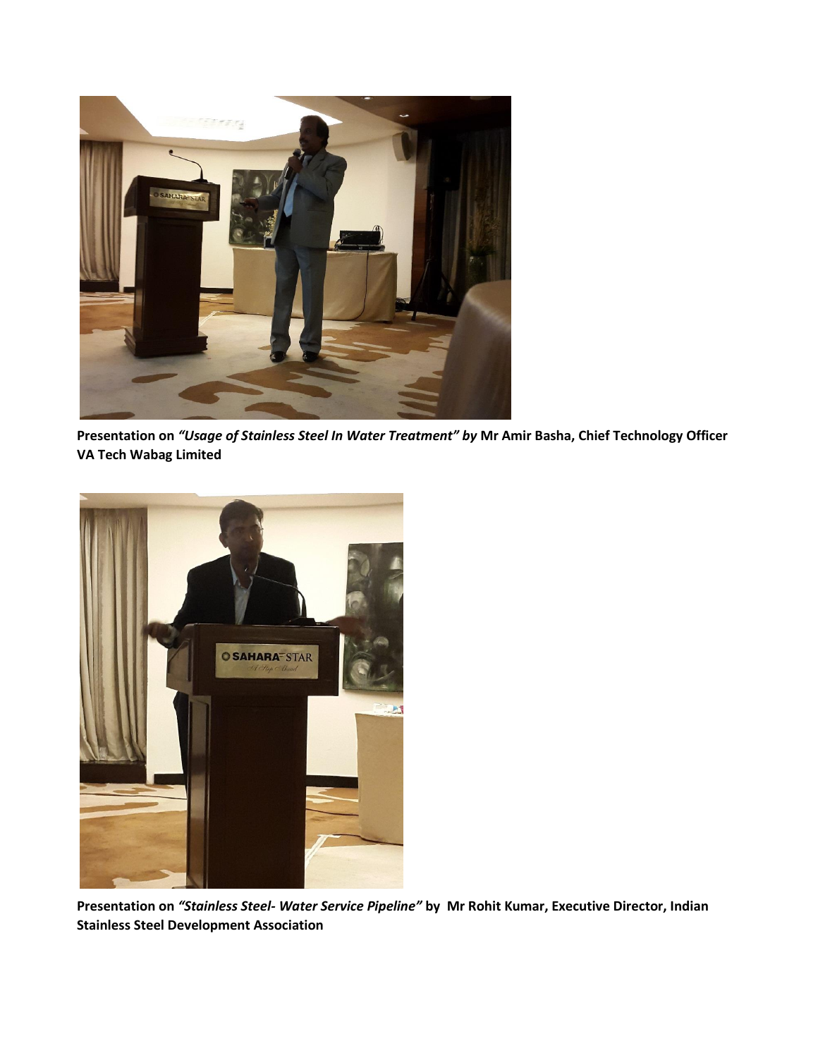**Presentation on** ***"Usage of Stainless Steel In Water Treatment" by*** **Mr Amir Basha, Chief Technology Officer VA Tech Wabag Limited**

**Presentation on** ***"Stainless Steel- Water Service Pipeline"*** **by Mr Rohit Kumar, Executive Director, Indian Stainless Steel Development Association**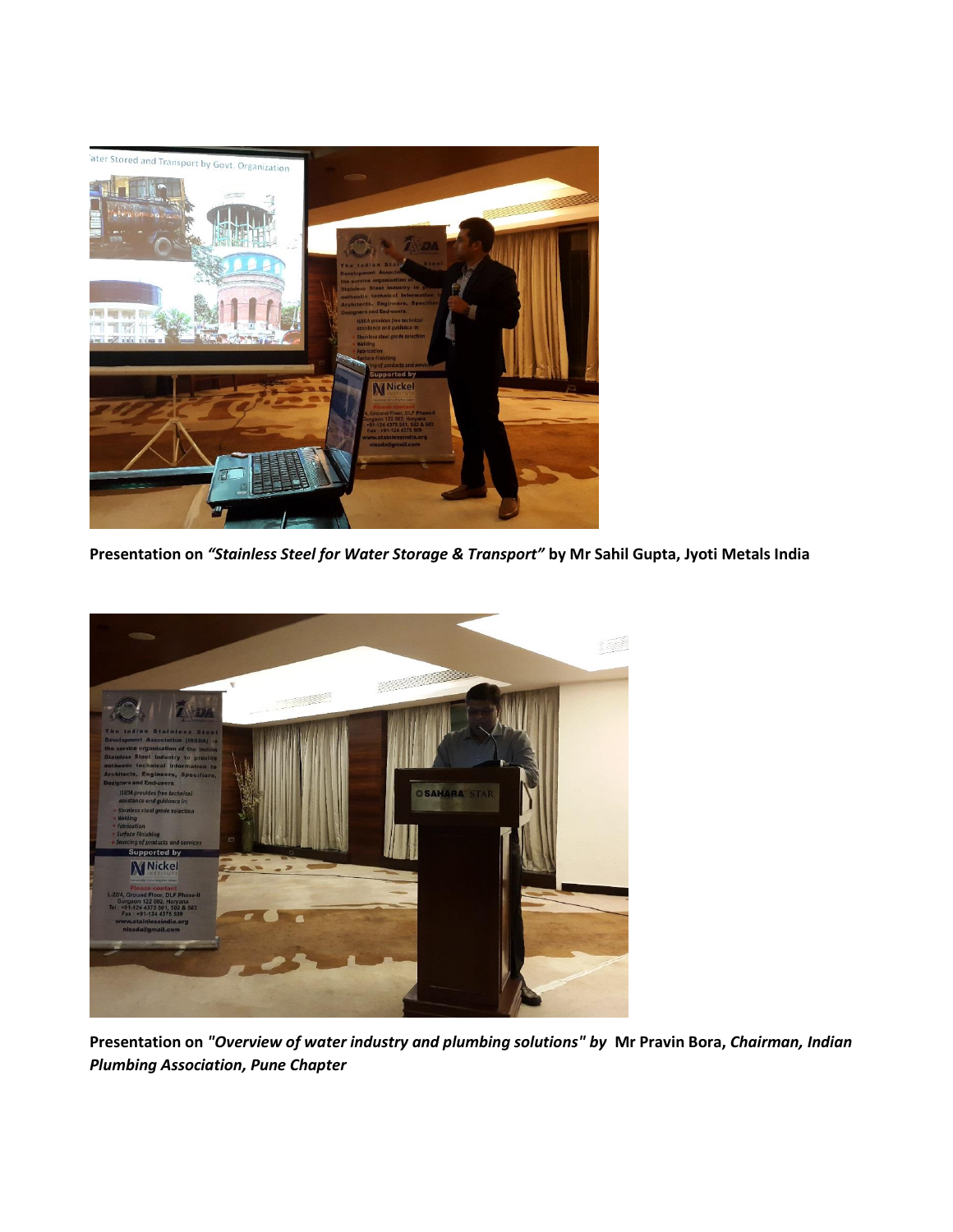**Presentation on *"Stainless Steel for Water Storage & Transport"* by Mr Sahil Gupta, Jyoti Metals India**

**Presentation on *"Overview of water industry and plumbing solutions" by* Mr Pravin Bora, *Chairman, Indian Plumbing Association, Pune Chapter***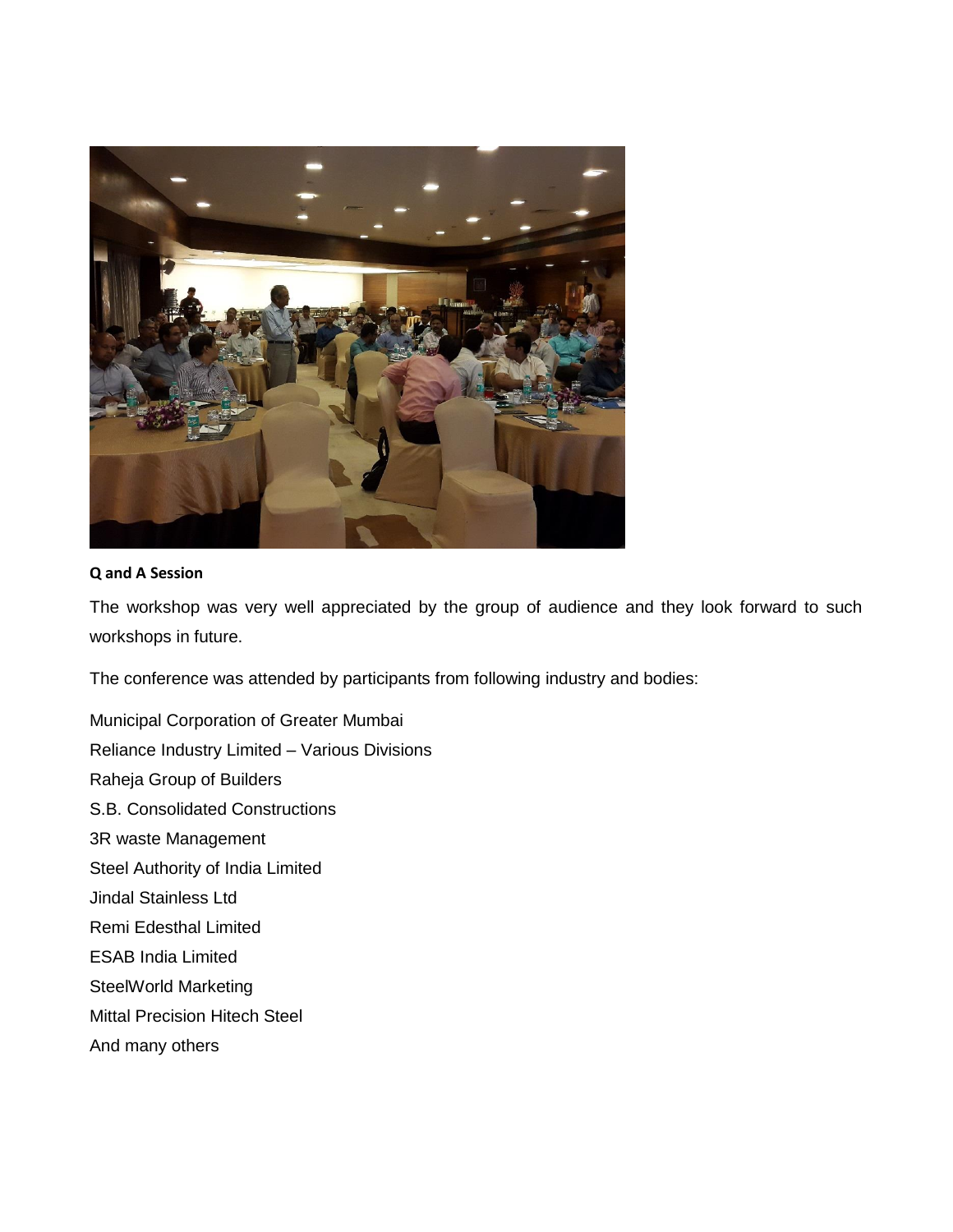**Q and A Session**

The workshop was very well appreciated by the group of audience and they look forward to such workshops in future.

The conference was attended by participants from following industry and bodies:

Municipal Corporation of Greater Mumbai
Reliance Industry Limited – Various Divisions
Raheja Group of Builders
S.B. Consolidated Constructions
3R waste Management
Steel Authority of India Limited
Jindal Stainless Ltd
Remi Edesthal Limited
ESAB India Limited
SteelWorld Marketing
Mittal Precision Hitech Steel
And many others